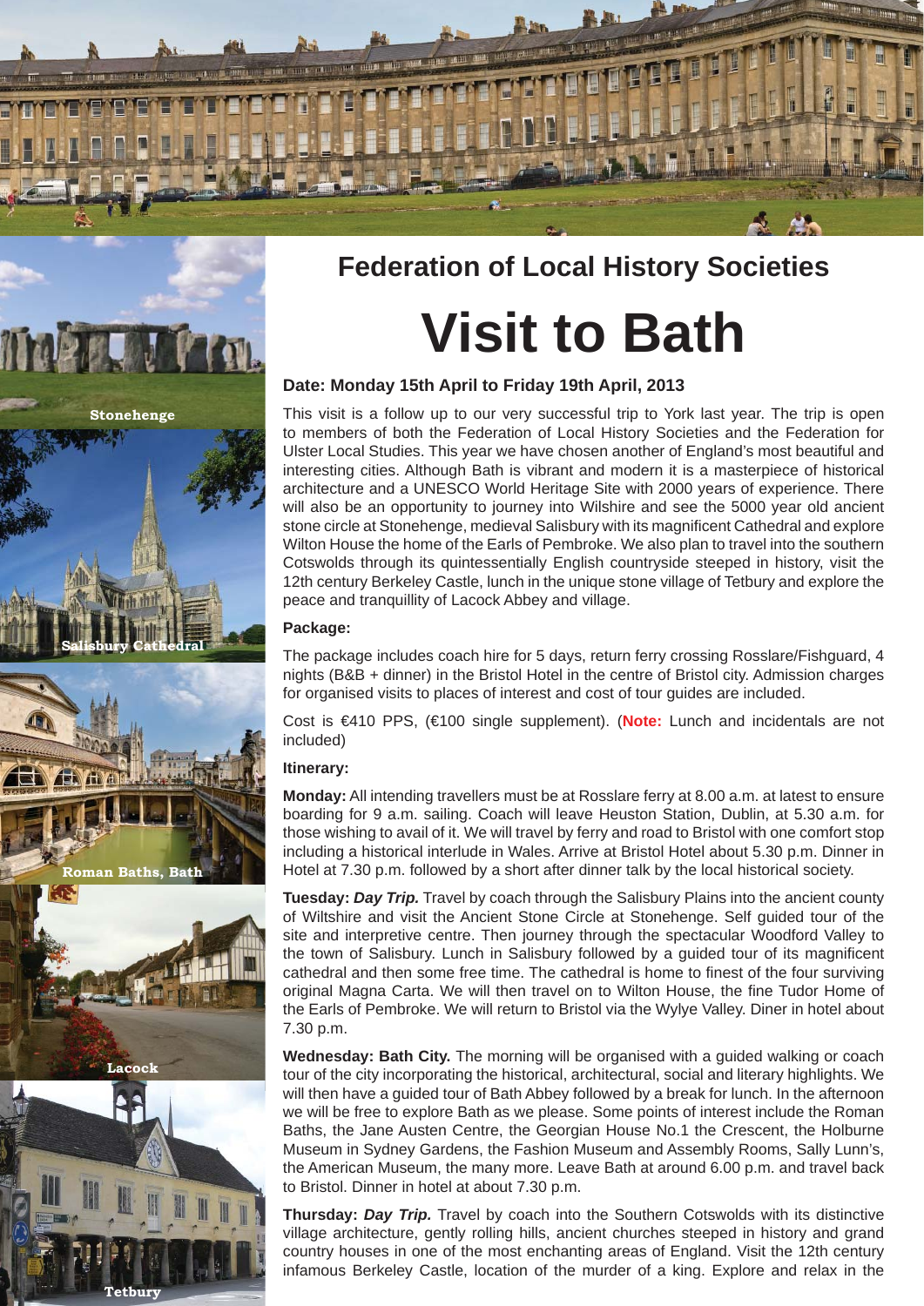## Federation of Local History Societies

# Visit to Bath

**Date: Monday 15th April to Friday 19th April, 2013**

This visit is a follow up to our very successful trip to York last year. The trip is open to members of both the Federation of Local History Societies and the Federation for Ulster Local Studies. This year we have chosen another of England's most beautiful and interesting cities. Although Bath is vibrant and modern it is a masterpiece of historical architecture and a UNESCO World Heritage Site with 2000 years of experience. There will also be an opportunity to journey into Wilshire and see the 5000 year old ancient stone circle at Stonehenge, medieval Salisbury with its magnificent Cathedral and explore Wilton House the home of the Earls of Pembroke. We also plan to travel into the southern Cotswolds through its quintessentially English countryside steeped in history, visit the 12th century Berkeley Castle, lunch in the unique stone village of Tetbury and explore the peace and tranquillity of Lacock Abbey and village.

**Package:**

The package includes coach hire for 5 days, return ferry crossing Rosslare/Fishguard, 4 nights (B&B + dinner) in the Bristol Hotel in the centre of Bristol city. Admission charges for organised visits to places of interest and cost of tour guides are included.

Cost is €410 PPS, (€100 single supplement). (**Note:** Lunch and incidentals are not included)

**Itinerary:**

**Monday:** All intending travellers must be at Rosslare ferry at 8.00 a.m. at latest to ensure boarding for 9 a.m. sailing. Coach will leave Heuston Station, Dublin, at 5.30 a.m. for those wishing to avail of it. We will travel by ferry and road to Bristol with one comfort stop including a historical interlude in Wales. Arrive at Bristol Hotel about 5.30 p.m. Dinner in Hotel at 7.30 p.m. followed by a short after dinner talk by the local historical society.

**Tuesday:** ***Day Trip.*** Travel by coach through the Salisbury Plains into the ancient county of Wiltshire and visit the Ancient Stone Circle at Stonehenge. Self guided tour of the site and interpretive centre. Then journey through the spectacular Woodford Valley to the town of Salisbury. Lunch in Salisbury followed by a guided tour of its magnificent cathedral and then some free time. The cathedral is home to finest of the four surviving original Magna Carta. We will then travel on to Wilton House, the fine Tudor Home of the Earls of Pembroke. We will return to Bristol via the Wylye Valley. Diner in hotel about 7.30 p.m.

**Wednesday: Bath City.** The morning will be organised with a guided walking or coach tour of the city incorporating the historical, architectural, social and literary highlights. We will then have a guided tour of Bath Abbey followed by a break for lunch. In the afternoon we will be free to explore Bath as we please. Some points of interest include the Roman Baths, the Jane Austen Centre, the Georgian House No.1 the Crescent, the Holburne Museum in Sydney Gardens, the Fashion Museum and Assembly Rooms, Sally Lunn's, the American Museum, the many more. Leave Bath at around 6.00 p.m. and travel back to Bristol. Dinner in hotel at about 7.30 p.m.

**Thursday:** ***Day Trip.*** Travel by coach into the Southern Cotswolds with its distinctive village architecture, gently rolling hills, ancient churches steeped in history and grand country houses in one of the most enchanting areas of England. Visit the 12th century infamous Berkeley Castle, location of the murder of a king. Explore and relax in the

Stonehenge

Salisbury Cathedral

Roman Baths, Bath

Lacock

Tetbury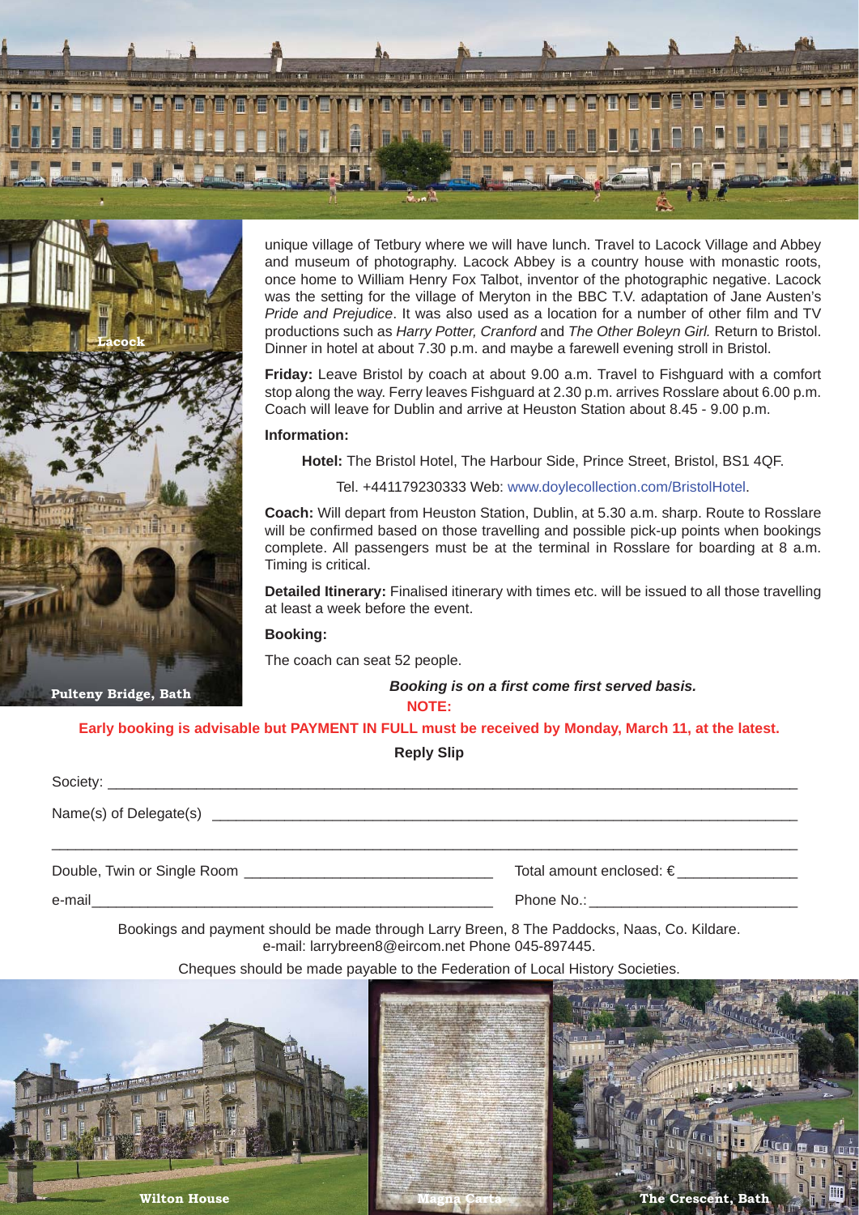Lacock

Pulteny Bridge, Bath

unique village of Tetbury where we will have lunch. Travel to Lacock Village and Abbey and museum of photography. Lacock Abbey is a country house with monastic roots, once home to William Henry Fox Talbot, inventor of the photographic negative. Lacock was the setting for the village of Meryton in the BBC T.V. adaptation of Jane Austen's *Pride and Prejudice*. It was also used as a location for a number of other film and TV productions such as *Harry Potter, Cranford* and *The Other Boleyn Girl.* Return to Bristol. Dinner in hotel at about 7.30 p.m. and maybe a farewell evening stroll in Bristol.

**Friday:** Leave Bristol by coach at about 9.00 a.m. Travel to Fishguard with a comfort stop along the way. Ferry leaves Fishguard at 2.30 p.m. arrives Rosslare about 6.00 p.m. Coach will leave for Dublin and arrive at Heuston Station about 8.45 - 9.00 p.m.

**Information:**

**Hotel:** The Bristol Hotel, The Harbour Side, Prince Street, Bristol, BS1 4QF.

Tel. +441179230333 Web: www.doylecollection.com/BristolHotel.

**Coach:** Will depart from Heuston Station, Dublin, at 5.30 a.m. sharp. Route to Rosslare will be confirmed based on those travelling and possible pick-up points when bookings complete. All passengers must be at the terminal in Rosslare for boarding at 8 a.m. Timing is critical.

**Detailed Itinerary:** Finalised itinerary with times etc. will be issued to all those travelling at least a week before the event.

**Booking:**

The coach can seat 52 people.

***Booking is on a first come first served basis.***

**NOTE:**

**Early booking is advisable but PAYMENT IN FULL must be received by Monday, March 11, at the latest.**

**Reply Slip**

Society: ____________________________________________________________

Name(s) of Delegate(s) ______________________________________________

____________________________________________________________________

Double, Twin or Single Room ____________________ Total amount enclosed: € __________

e-mail____________________________________ Phone No.: __________________

Bookings and payment should be made through Larry Breen, 8 The Paddocks, Naas, Co. Kildare.
e-mail: larrybreen8@eircom.net Phone 045-897445.

Cheques should be made payable to the Federation of Local History Societies.

Wilton House

Magna Carta

The Crescent, Bath